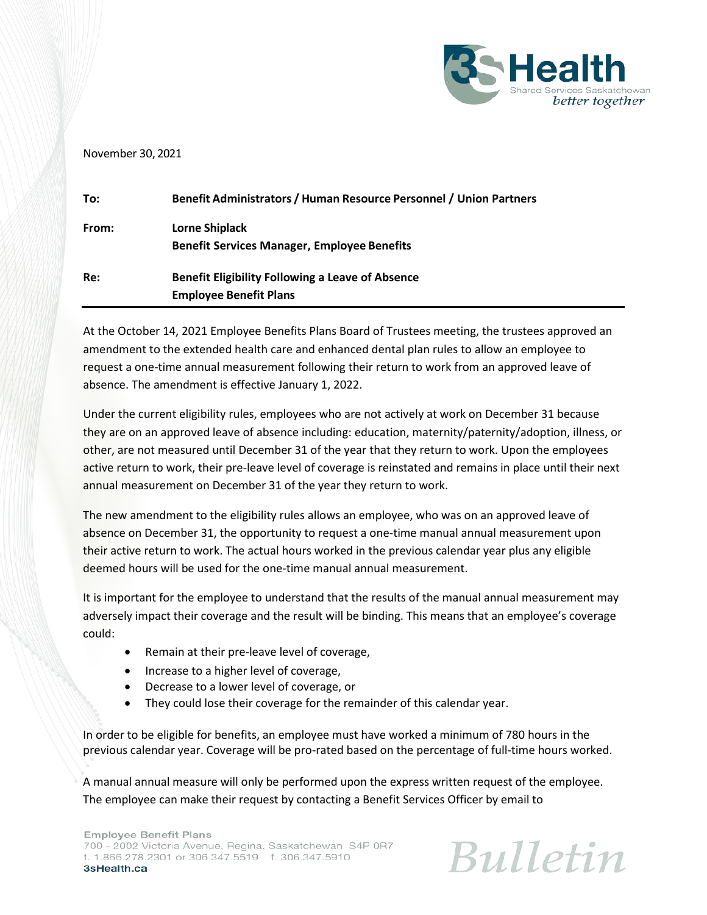November 30, 2021

| | |
|---|---|
| **To:** | **Benefit Administrators / Human Resource Personnel / Union Partners** |
| **From:** | **Lorne Shiplack**<br>**Benefit Services Manager, Employee Benefits** |
| **Re:** | **Benefit Eligibility Following a Leave of Absence**<br>**Employee Benefit Plans** |

At the October 14, 2021 Employee Benefits Plans Board of Trustees meeting, the trustees approved an amendment to the extended health care and enhanced dental plan rules to allow an employee to request a one-time annual measurement following their return to work from an approved leave of absence. The amendment is effective January 1, 2022.

Under the current eligibility rules, employees who are not actively at work on December 31 because they are on an approved leave of absence including: education, maternity/paternity/adoption, illness, or other, are not measured until December 31 of the year that they return to work. Upon the employees active return to work, their pre-leave level of coverage is reinstated and remains in place until their next annual measurement on December 31 of the year they return to work.

The new amendment to the eligibility rules allows an employee, who was on an approved leave of absence on December 31, the opportunity to request a one-time manual annual measurement upon their active return to work. The actual hours worked in the previous calendar year plus any eligible deemed hours will be used for the one-time manual annual measurement.

It is important for the employee to understand that the results of the manual annual measurement may adversely impact their coverage and the result will be binding. This means that an employee's coverage could:

- Remain at their pre-leave level of coverage,
- Increase to a higher level of coverage,
- Decrease to a lower level of coverage, or
- They could lose their coverage for the remainder of this calendar year.

In order to be eligible for benefits, an employee must have worked a minimum of 780 hours in the previous calendar year. Coverage will be pro-rated based on the percentage of full-time hours worked.

A manual annual measure will only be performed upon the express written request of the employee. The employee can make their request by contacting a Benefit Services Officer by email to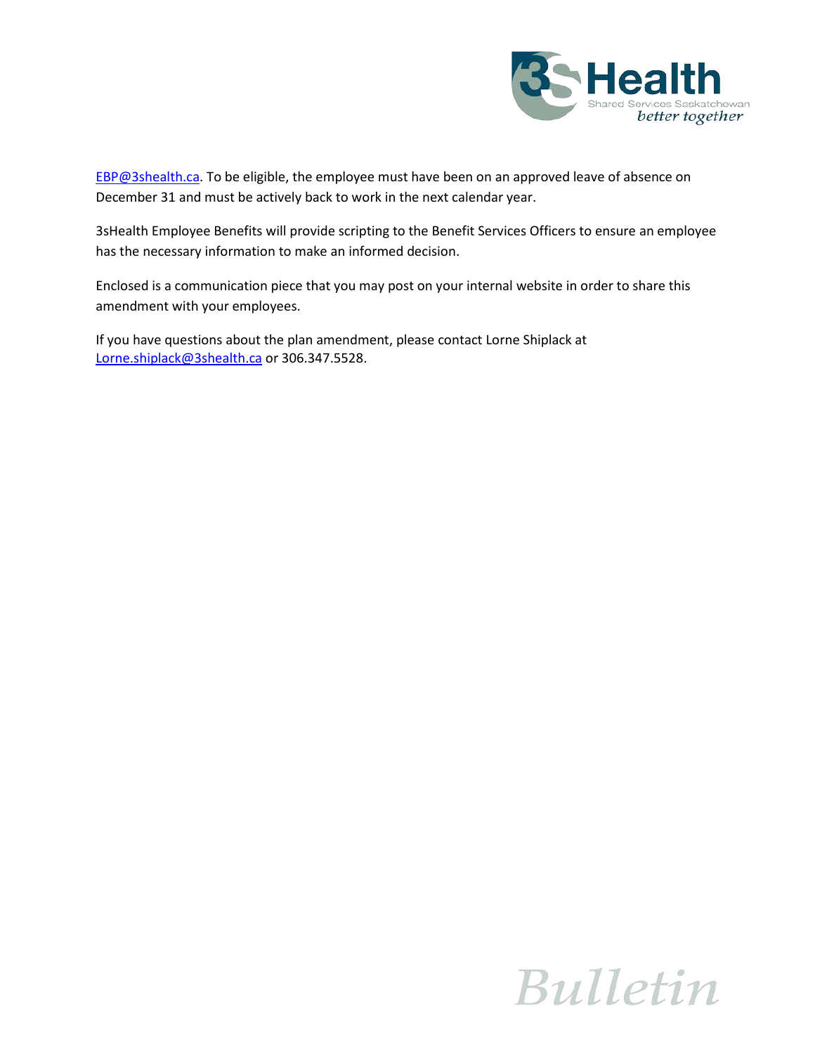EBP@3shealth.ca. To be eligible, the employee must have been on an approved leave of absence on December 31 and must be actively back to work in the next calendar year.

3sHealth Employee Benefits will provide scripting to the Benefit Services Officers to ensure an employee has the necessary information to make an informed decision.

Enclosed is a communication piece that you may post on your internal website in order to share this amendment with your employees.

If you have questions about the plan amendment, please contact Lorne Shiplack at Lorne.shiplack@3shealth.ca or 306.347.5528.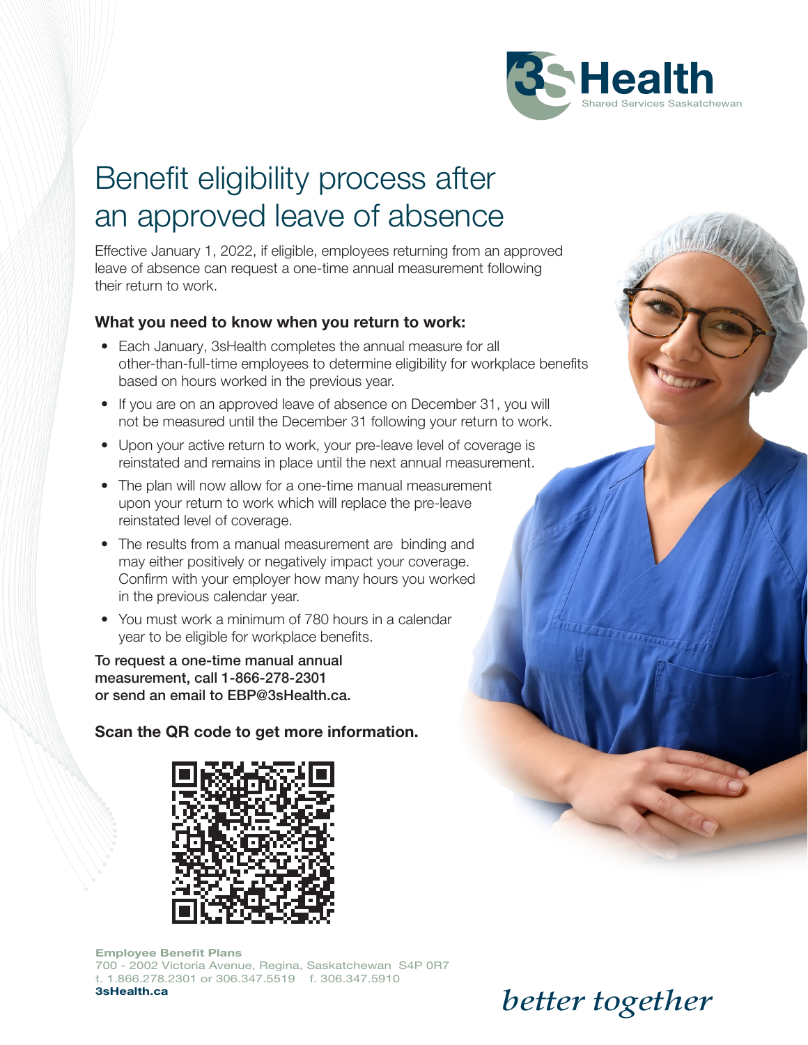3sHealth
Shared Services Saskatchewan

# Benefit eligibility process after an approved leave of absence

Effective January 1, 2022, if eligible, employees returning from an approved leave of absence can request a one-time annual measurement following their return to work.

### What you need to know when you return to work:

- Each January, 3sHealth completes the annual measure for all other-than-full-time employees to determine eligibility for workplace benefits based on hours worked in the previous year.
- If you are on an approved leave of absence on December 31, you will not be measured until the December 31 following your return to work.
- Upon your active return to work, your pre-leave level of coverage is reinstated and remains in place until the next annual measurement.
- The plan will now allow for a one-time manual measurement upon your return to work which will replace the pre-leave reinstated level of coverage.
- The results from a manual measurement are binding and may either positively or negatively impact your coverage. Confirm with your employer how many hours you worked in the previous calendar year.
- You must work a minimum of 780 hours in a calendar year to be eligible for workplace benefits.

**To request a one-time manual annual measurement, call 1-866-278-2301 or send an email to EBP@3sHealth.ca.**

**Scan the QR code to get more information.**

**Employee Benefit Plans**
700 - 2002 Victoria Avenue, Regina, Saskatchewan S4P 0R7
t. 1.866.278.2301 or 306.347.5519 f. 306.347.5910
**3sHealth.ca**

*better together*